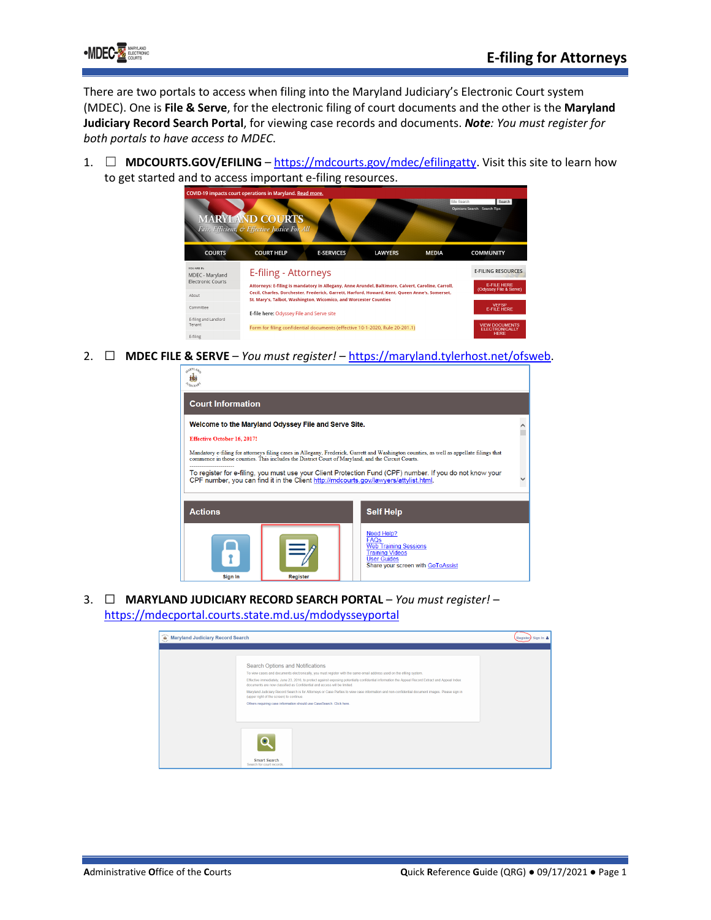# E-filing for Attorneys

There are two portals to access when filing into the Maryland Judiciary's Electronic Court system (MDEC). One is **File & Serve**, for the electronic filing of court documents and the other is the **Maryland Judiciary Record Search Portal**, for viewing case records and documents. ***Note****: You must register for both portals to have access to MDEC.*

1. ☐ **MDCOURTS.GOV/EFILING** – https://mdcourts.gov/mdec/efilingatty. Visit this site to learn how to get started and to access important e-filing resources.

2. ☐ **MDEC FILE & SERVE** – *You must register!* – https://maryland.tylerhost.net/ofsweb.

3. ☐ **MARYLAND JUDICIARY RECORD SEARCH PORTAL** – *You must register!* – https://mdecportal.courts.state.md.us/mdodysseyportal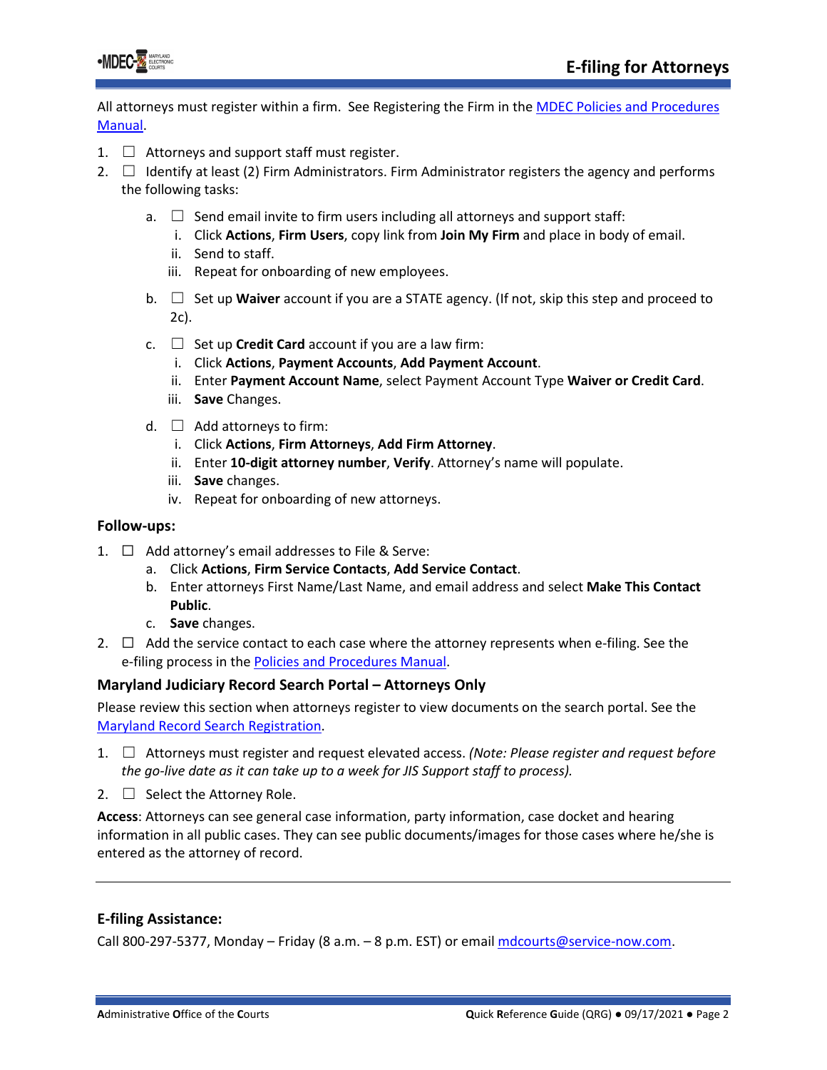All attorneys must register within a firm. See Registering the Firm in the [MDEC Policies and Procedures Manual](MDEC Policies and Procedures Manual).

1. ☐ Attorneys and support staff must register.
2. ☐ Identify at least (2) Firm Administrators. Firm Administrator registers the agency and performs the following tasks:
   a. ☐ Send email invite to firm users including all attorneys and support staff:
      i. Click **Actions**, **Firm Users**, copy link from **Join My Firm** and place in body of email.
      ii. Send to staff.
      iii. Repeat for onboarding of new employees.

   b. ☐ Set up **Waiver** account if you are a STATE agency. (If not, skip this step and proceed to 2c).

   c. ☐ Set up **Credit Card** account if you are a law firm:
      i. Click **Actions**, **Payment Accounts**, **Add Payment Account**.
      ii. Enter **Payment Account Name**, select Payment Account Type **Waiver or Credit Card**.
      iii. **Save** Changes.

   d. ☐ Add attorneys to firm:
      i. Click **Actions**, **Firm Attorneys**, **Add Firm Attorney**.
      ii. Enter **10-digit attorney number**, **Verify**. Attorney's name will populate.
      iii. **Save** changes.
      iv. Repeat for onboarding of new attorneys.

### Follow-ups:

1. ☐ Add attorney's email addresses to File & Serve:
   a. Click **Actions**, **Firm Service Contacts**, **Add Service Contact**.
   b. Enter attorneys First Name/Last Name, and email address and select **Make This Contact Public**.
   c. **Save** changes.
2. ☐ Add the service contact to each case where the attorney represents when e-filing. See the e-filing process in the Policies and Procedures Manual.

### Maryland Judiciary Record Search Portal – Attorneys Only

Please review this section when attorneys register to view documents on the search portal. See the Maryland Record Search Registration.

1. ☐ Attorneys must register and request elevated access. *(Note: Please register and request before the go-live date as it can take up to a week for JIS Support staff to process).*
2. ☐ Select the Attorney Role.

**Access**: Attorneys can see general case information, party information, case docket and hearing information in all public cases. They can see public documents/images for those cases where he/she is entered as the attorney of record.

---

### E-filing Assistance:

Call 800-297-5377, Monday – Friday (8 a.m. – 8 p.m. EST) or email mdcourts@service-now.com.